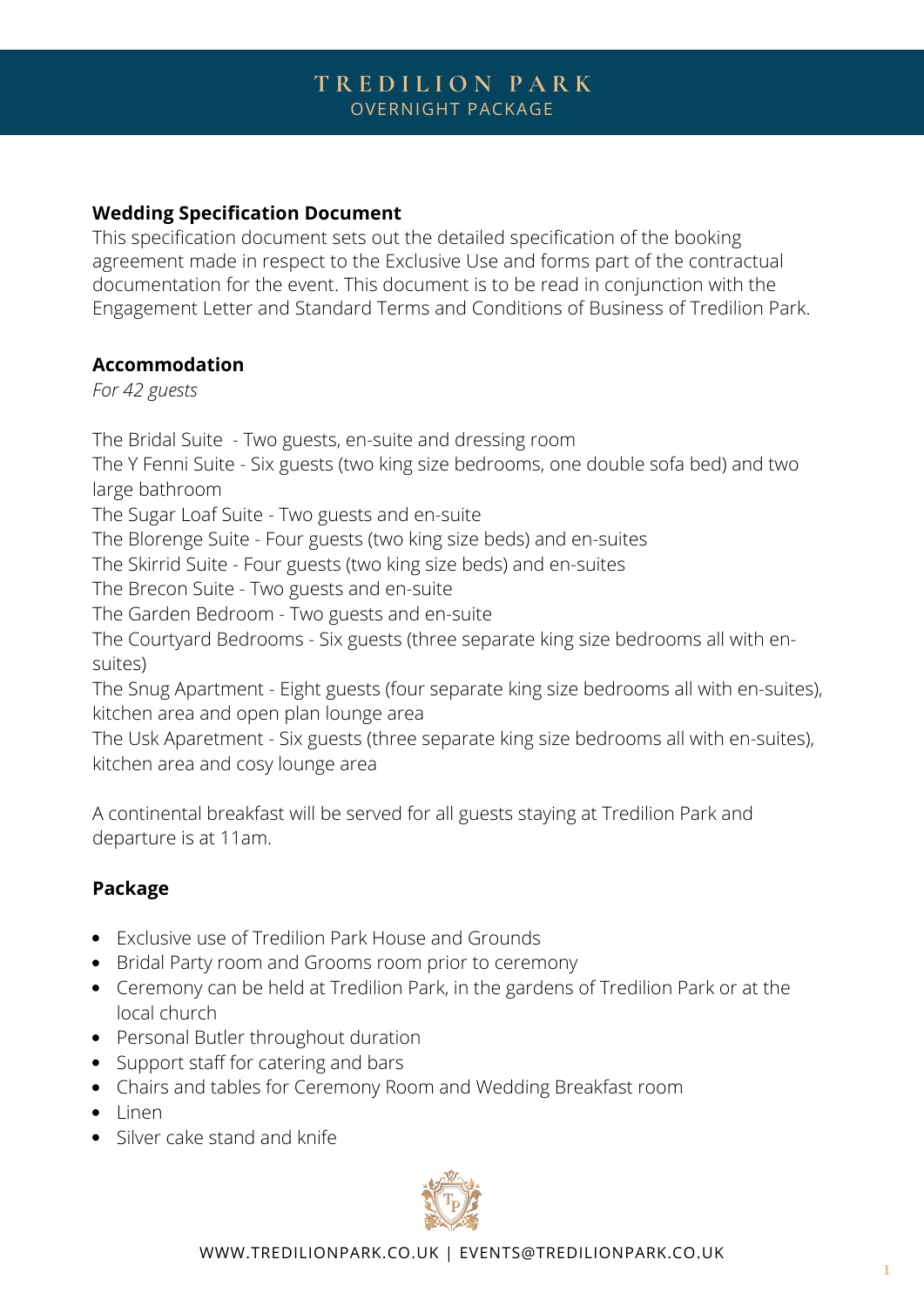# TREDILION PARK
## OVERNIGHT PACKAGE

**Wedding Specification Document**

This specification document sets out the detailed specification of the booking agreement made in respect to the Exclusive Use and forms part of the contractual documentation for the event. This document is to be read in conjunction with the Engagement Letter and Standard Terms and Conditions of Business of Tredilion Park.

**Accommodation**

*For 42 guests*

The Bridal Suite - Two guests, en-suite and dressing room
The Y Fenni Suite - Six guests (two king size bedrooms, one double sofa bed) and two large bathroom
The Sugar Loaf Suite - Two guests and en-suite
The Blorenge Suite - Four guests (two king size beds) and en-suites
The Skirrid Suite - Four guests (two king size beds) and en-suites
The Brecon Suite - Two guests and en-suite
The Garden Bedroom - Two guests and en-suite
The Courtyard Bedrooms - Six guests (three separate king size bedrooms all with en-suites)
The Snug Apartment - Eight guests (four separate king size bedrooms all with en-suites), kitchen area and open plan lounge area
The Usk Aparetment - Six guests (three separate king size bedrooms all with en-suites), kitchen area and cosy lounge area

A continental breakfast will be served for all guests staying at Tredilion Park and departure is at 11am.

**Package**

- Exclusive use of Tredilion Park House and Grounds
- Bridal Party room and Grooms room prior to ceremony
- Ceremony can be held at Tredilion Park, in the gardens of Tredilion Park or at the local church
- Personal Butler throughout duration
- Support staff for catering and bars
- Chairs and tables for Ceremony Room and Wedding Breakfast room
- Linen
- Silver cake stand and knife

WWW.TREDILIONPARK.CO.UK | EVENTS@TREDILIONPARK.CO.UK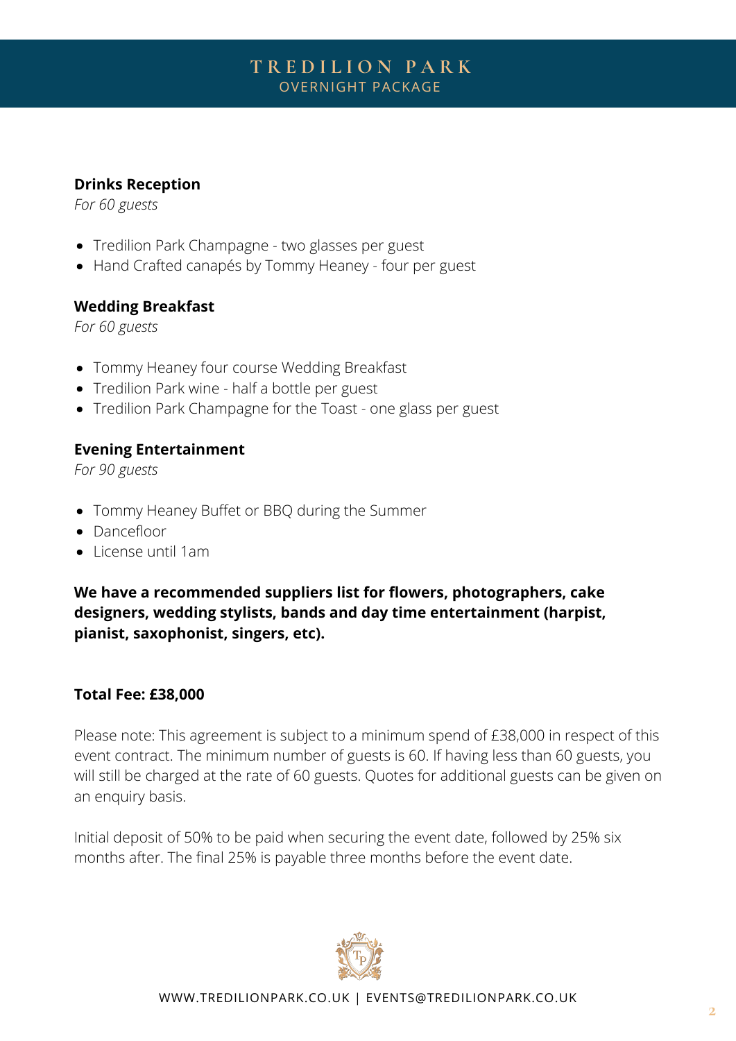**Drinks Reception**

*For 60 guests*

- Tredilion Park Champagne - two glasses per guest
- Hand Crafted canapés by Tommy Heaney - four per guest

**Wedding Breakfast**

*For 60 guests*

- Tommy Heaney four course Wedding Breakfast
- Tredilion Park wine - half a bottle per guest
- Tredilion Park Champagne for the Toast - one glass per guest

**Evening Entertainment**

*For 90 guests*

- Tommy Heaney Buffet or BBQ during the Summer
- Dancefloor
- License until 1am

**We have a recommended suppliers list for flowers, photographers, cake designers, wedding stylists, bands and day time entertainment (harpist, pianist, saxophonist, singers, etc).**

**Total Fee: £38,000**

Please note: This agreement is subject to a minimum spend of £38,000 in respect of this event contract. The minimum number of guests is 60. If having less than 60 guests, you will still be charged at the rate of 60 guests. Quotes for additional guests can be given on an enquiry basis.

Initial deposit of 50% to be paid when securing the event date, followed by 25% six months after. The final 25% is payable three months before the event date.